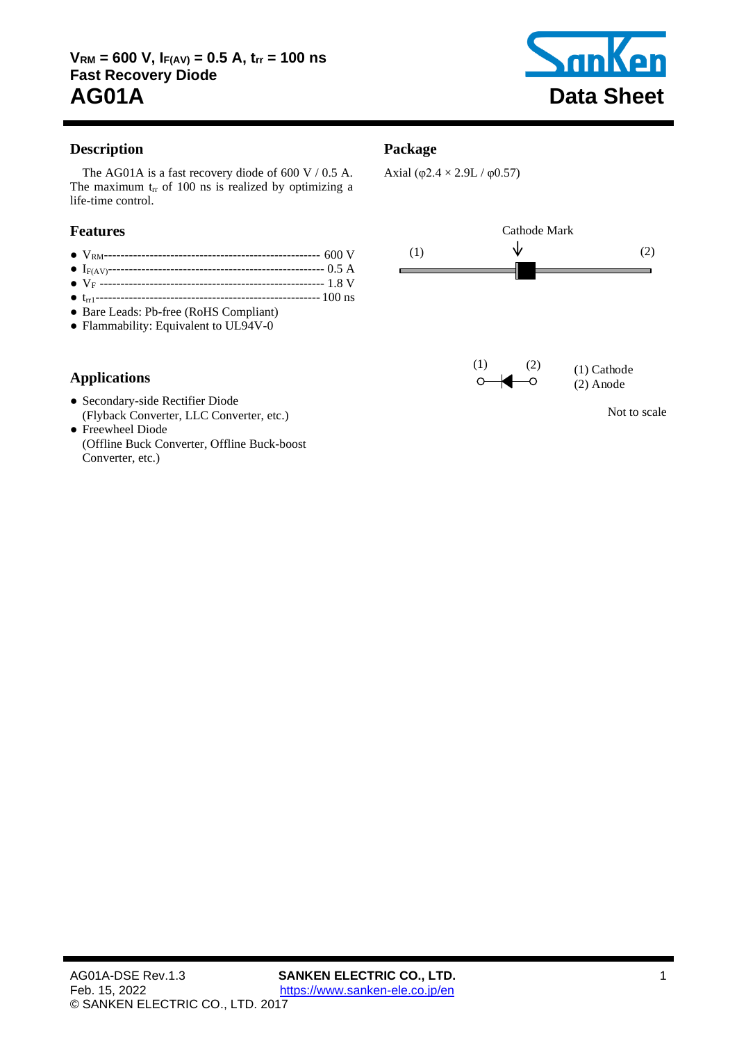# $V_{RM}$ = 600 V, $I_{F(AV)}$ = 0.5 A, $t_{rr}$ = 100 ns
## Fast Recovery Diode
# AG01A

Data Sheet

## Description

The AG01A is a fast recovery diode of 600 V / 0.5 A. The maximum $t_{rr}$ of 100 ns is realized by optimizing a life-time control.

## Features

- $V_{RM}$ ---------- 600 V
- $I_{F(AV)}$ ---------- 0.5 A
- $V_F$ ---------- 1.8 V
- $t_{rr1}$ ---------- 100 ns
- Bare Leads: Pb-free (RoHS Compliant)
- Flammability: Equivalent to UL94V-0

## Applications

- Secondary-side Rectifier Diode
  (Flyback Converter, LLC Converter, etc.)
- Freewheel Diode
  (Offline Buck Converter, Offline Buck-boost Converter, etc.)

## Package

Axial (φ2.4 × 2.9L / φ0.57)

Cathode Mark

(1) (2)

(1) Cathode
(2) Anode

Not to scale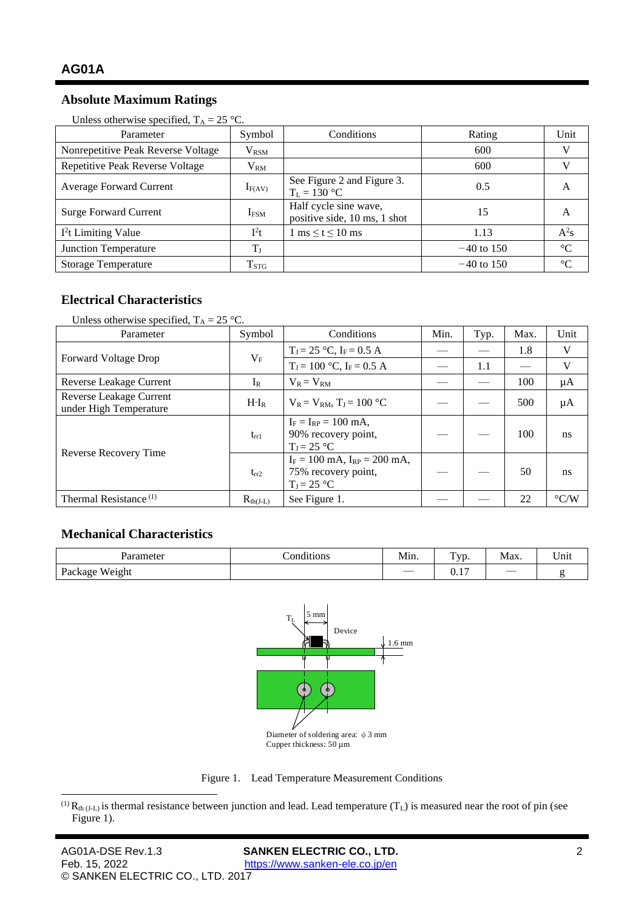# AG01A

## Absolute Maximum Ratings

Unless otherwise specified, $T_A$ = 25 °C.

| Parameter | Symbol | Conditions | Rating | Unit |
|---|---|---|---|---|
| Nonrepetitive Peak Reverse Voltage | $V_{RSM}$ | | 600 | V |
| Repetitive Peak Reverse Voltage | $V_{RM}$ | | 600 | V |
| Average Forward Current | $I_{F(AV)}$ | See Figure 2 and Figure 3. $T_L$ = 130 °C | 0.5 | A |
| Surge Forward Current | $I_{FSM}$ | Half cycle sine wave, positive side, 10 ms, 1 shot | 15 | A |
| $I^2t$ Limiting Value | $I^2t$ | 1 ms ≤ t ≤ 10 ms | 1.13 | $A^2s$ |
| Junction Temperature | $T_J$ | | −40 to 150 | °C |
| Storage Temperature | $T_{STG}$ | | −40 to 150 | °C |

## Electrical Characteristics

Unless otherwise specified, $T_A$ = 25 °C.

| Parameter | Symbol | Conditions | Min. | Typ. | Max. | Unit |
|---|---|---|---|---|---|---|
| Forward Voltage Drop | $V_F$ | $T_J$ = 25 °C, $I_F$ = 0.5 A | — | — | 1.8 | V |
| | | $T_J$ = 100 °C, $I_F$ = 0.5 A | — | 1.1 | — | V |
| Reverse Leakage Current | $I_R$ | $V_R = V_{RM}$ | — | — | 100 | µA |
| Reverse Leakage Current under High Temperature | $H{\cdot}I_R$ | $V_R = V_{RM}$, $T_J$ = 100 °C | — | — | 500 | µA |
| Reverse Recovery Time | $t_{rr1}$ | $I_F = I_{RP}$ = 100 mA, 90% recovery point, $T_J$ = 25 °C | — | — | 100 | ns |
| | $t_{rr2}$ | $I_F$ = 100 mA, $I_{RP}$ = 200 mA, 75% recovery point, $T_J$ = 25 °C | — | — | 50 | ns |
| Thermal Resistance [1] | $R_{th(J-L)}$ | See Figure 1. | — | — | 22 | °C/W |

## Mechanical Characteristics

| Parameter | Conditions | Min. | Typ. | Max. | Unit |
|---|---|---|---|---|---|
| Package Weight | | — | 0.17 | — | g |

Figure 1. Lead Temperature Measurement Conditions

[1] $R_{th(J-L)}$ is thermal resistance between junction and lead. Lead temperature ($T_L$) is measured near the root of pin (see Figure 1).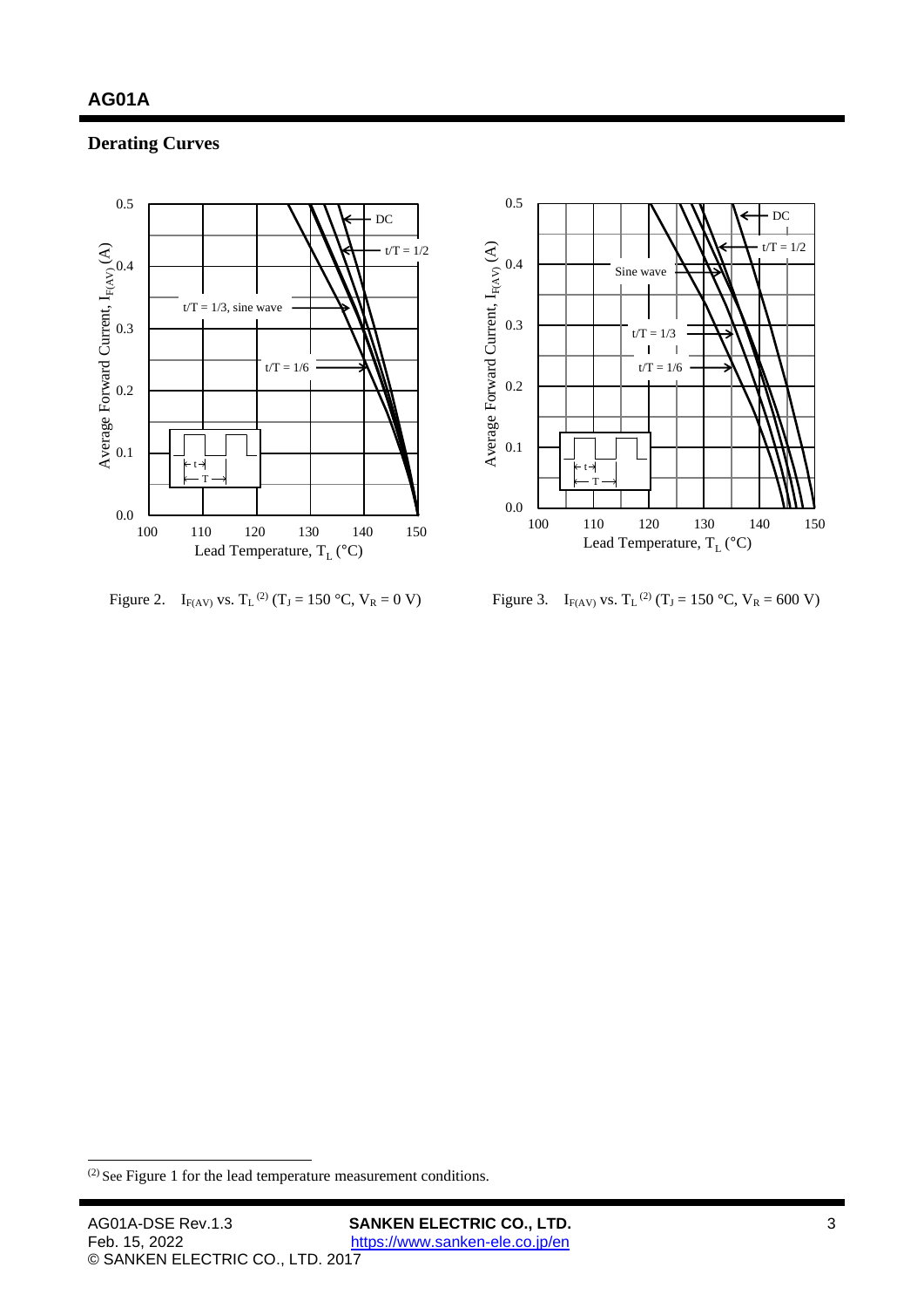## Derating Curves

Figure 2. $I_{F(AV)}$ vs. $T_L$ [(2)] ($T_J$ = 150 °C, $V_R$ = 0 V)

Figure 3. $I_{F(AV)}$ vs. $T_L$ [(2)] ($T_J$ = 150 °C, $V_R$ = 600 V)

---

(2) See Figure 1 for the lead temperature measurement conditions.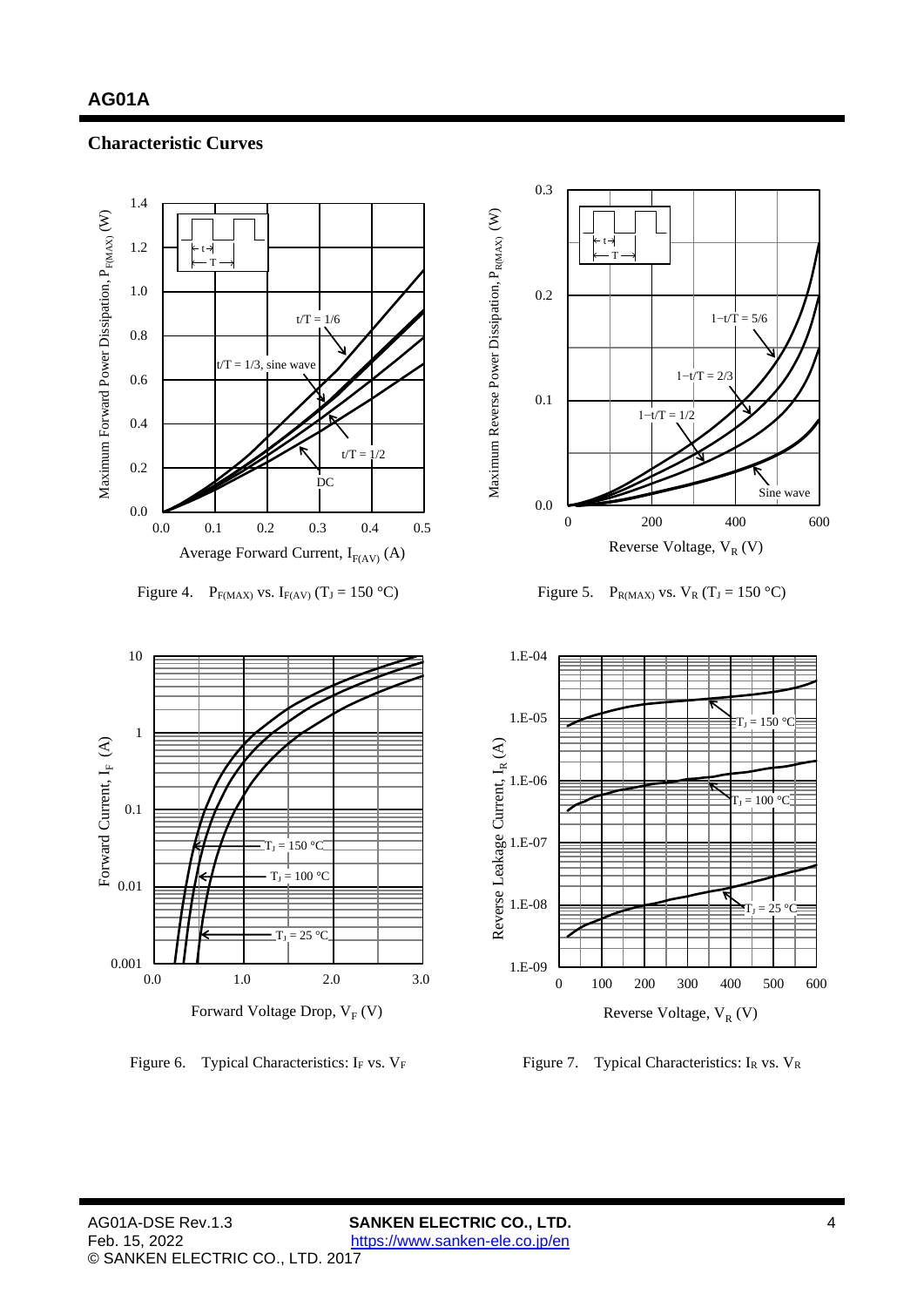## Characteristic Curves

Figure 4. $P_{F(MAX)}$ vs. $I_{F(AV)}$ ($T_J$ = 150 °C)

Figure 5. $P_{R(MAX)}$ vs. $V_R$ ($T_J$ = 150 °C)

Figure 6. Typical Characteristics: $I_F$ vs. $V_F$

Figure 7. Typical Characteristics: $I_R$ vs. $V_R$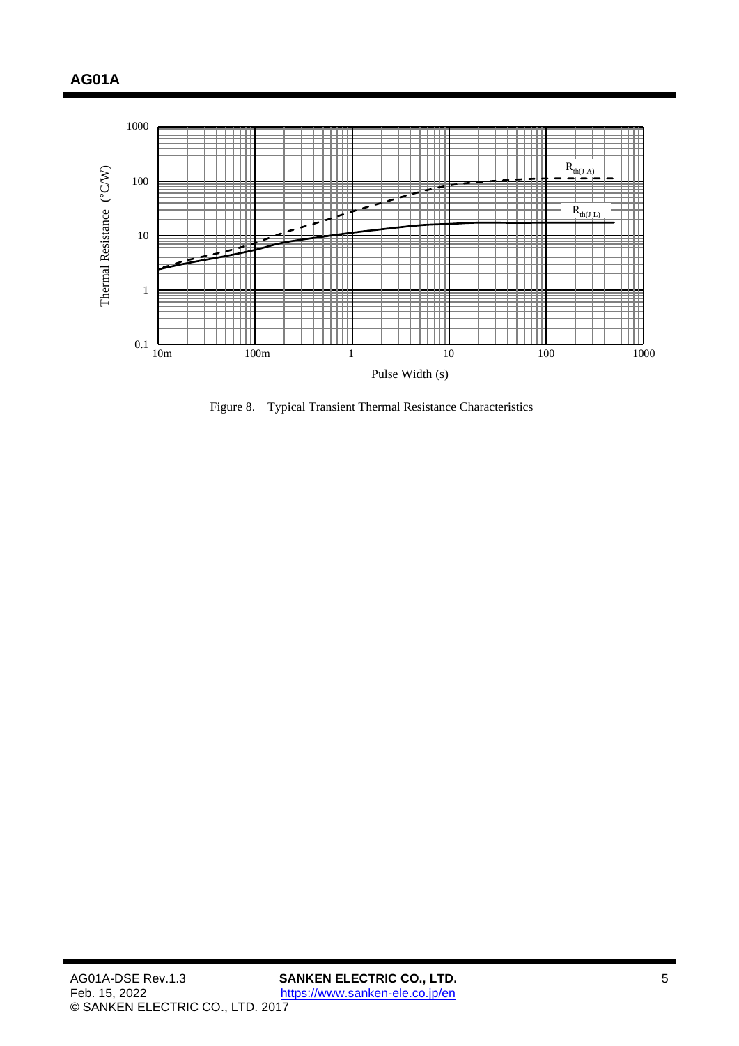Figure 8. Typical Transient Thermal Resistance Characteristics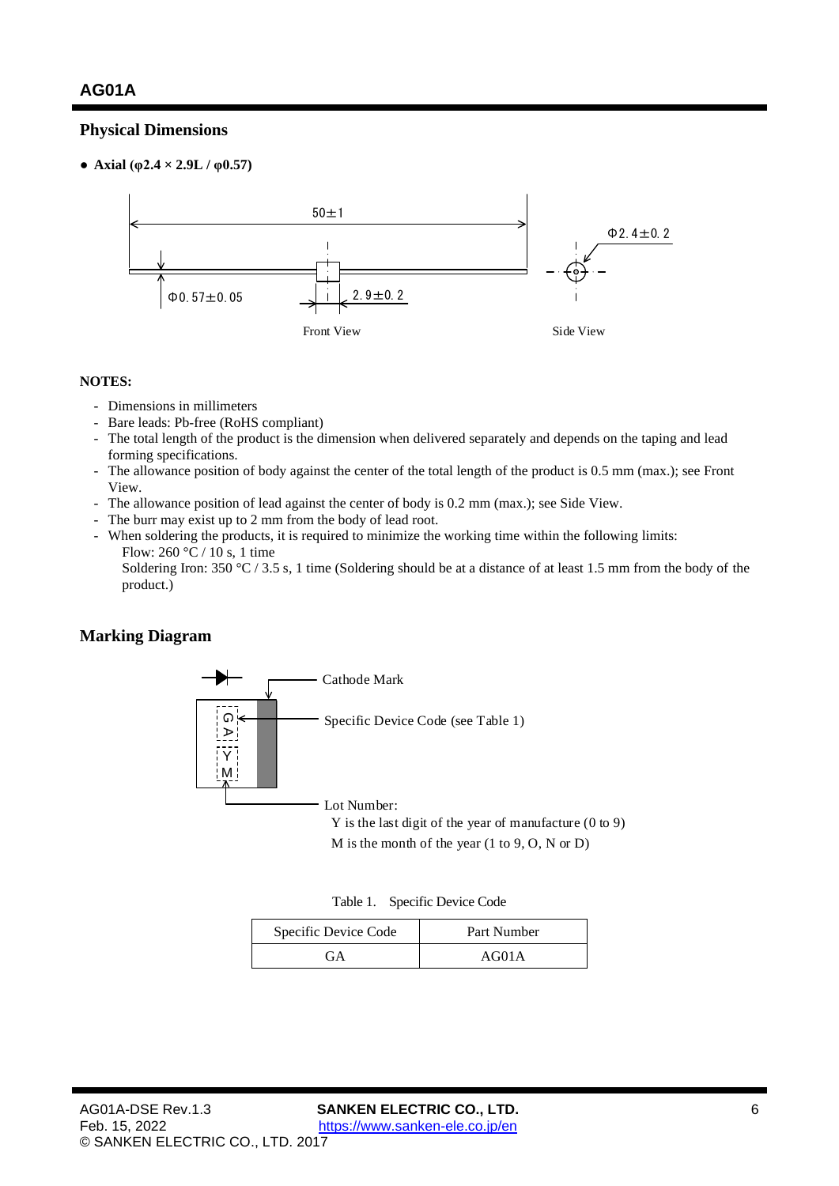## Physical Dimensions

- **Axial (φ2.4 × 2.9L / φ0.57)**

50±1

Φ2.4±0.2

Φ0.57±0.05

2.9±0.2

Front View

Side View

**NOTES:**

- Dimensions in millimeters
- Bare leads: Pb-free (RoHS compliant)
- The total length of the product is the dimension when delivered separately and depends on the taping and lead forming specifications.
- The allowance position of body against the center of the total length of the product is 0.5 mm (max.); see Front View.
- The allowance position of lead against the center of body is 0.2 mm (max.); see Side View.
- The burr may exist up to 2 mm from the body of lead root.
- When soldering the products, it is required to minimize the working time within the following limits:
  Flow: 260 °C / 10 s, 1 time
  Soldering Iron: 350 °C / 3.5 s, 1 time (Soldering should be at a distance of at least 1.5 mm from the body of the product.)

## Marking Diagram

Cathode Mark

Specific Device Code (see Table 1)

GA

YM

Lot Number:
Y is the last digit of the year of manufacture (0 to 9)
M is the month of the year (1 to 9, O, N or D)

Table 1. Specific Device Code

| Specific Device Code | Part Number |
|---|---|
| GA | AG01A |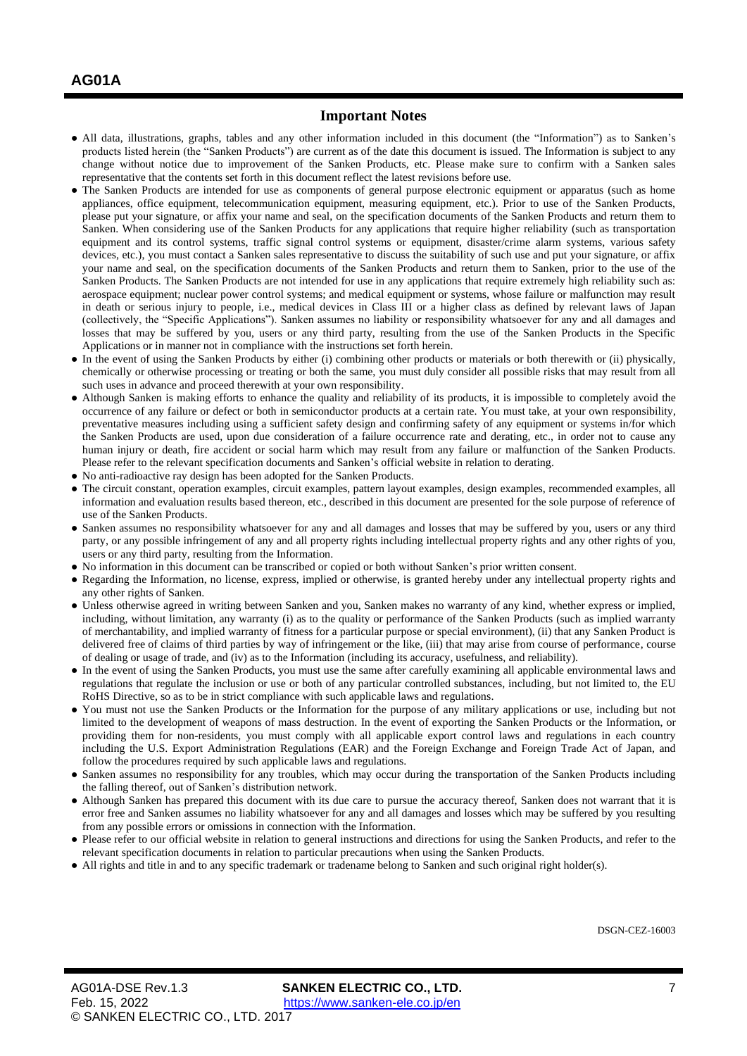## Important Notes

- All data, illustrations, graphs, tables and any other information included in this document (the "Information") as to Sanken's products listed herein (the "Sanken Products") are current as of the date this document is issued. The Information is subject to any change without notice due to improvement of the Sanken Products, etc. Please make sure to confirm with a Sanken sales representative that the contents set forth in this document reflect the latest revisions before use.
- The Sanken Products are intended for use as components of general purpose electronic equipment or apparatus (such as home appliances, office equipment, telecommunication equipment, measuring equipment, etc.). Prior to use of the Sanken Products, please put your signature, or affix your name and seal, on the specification documents of the Sanken Products and return them to Sanken. When considering use of the Sanken Products for any applications that require higher reliability (such as transportation equipment and its control systems, traffic signal control systems or equipment, disaster/crime alarm systems, various safety devices, etc.), you must contact a Sanken sales representative to discuss the suitability of such use and put your signature, or affix your name and seal, on the specification documents of the Sanken Products and return them to Sanken, prior to the use of the Sanken Products. The Sanken Products are not intended for use in any applications that require extremely high reliability such as: aerospace equipment; nuclear power control systems; and medical equipment or systems, whose failure or malfunction may result in death or serious injury to people, i.e., medical devices in Class III or a higher class as defined by relevant laws of Japan (collectively, the "Specific Applications"). Sanken assumes no liability or responsibility whatsoever for any and all damages and losses that may be suffered by you, users or any third party, resulting from the use of the Sanken Products in the Specific Applications or in manner not in compliance with the instructions set forth herein.
- In the event of using the Sanken Products by either (i) combining other products or materials or both therewith or (ii) physically, chemically or otherwise processing or treating or both the same, you must duly consider all possible risks that may result from all such uses in advance and proceed therewith at your own responsibility.
- Although Sanken is making efforts to enhance the quality and reliability of its products, it is impossible to completely avoid the occurrence of any failure or defect or both in semiconductor products at a certain rate. You must take, at your own responsibility, preventative measures including using a sufficient safety design and confirming safety of any equipment or systems in/for which the Sanken Products are used, upon due consideration of a failure occurrence rate and derating, etc., in order not to cause any human injury or death, fire accident or social harm which may result from any failure or malfunction of the Sanken Products. Please refer to the relevant specification documents and Sanken's official website in relation to derating.
- No anti-radioactive ray design has been adopted for the Sanken Products.
- The circuit constant, operation examples, circuit examples, pattern layout examples, design examples, recommended examples, all information and evaluation results based thereon, etc., described in this document are presented for the sole purpose of reference of use of the Sanken Products.
- Sanken assumes no responsibility whatsoever for any and all damages and losses that may be suffered by you, users or any third party, or any possible infringement of any and all property rights including intellectual property rights and any other rights of you, users or any third party, resulting from the Information.
- No information in this document can be transcribed or copied or both without Sanken's prior written consent.
- Regarding the Information, no license, express, implied or otherwise, is granted hereby under any intellectual property rights and any other rights of Sanken.
- Unless otherwise agreed in writing between Sanken and you, Sanken makes no warranty of any kind, whether express or implied, including, without limitation, any warranty (i) as to the quality or performance of the Sanken Products (such as implied warranty of merchantability, and implied warranty of fitness for a particular purpose or special environment), (ii) that any Sanken Product is delivered free of claims of third parties by way of infringement or the like, (iii) that may arise from course of performance, course of dealing or usage of trade, and (iv) as to the Information (including its accuracy, usefulness, and reliability).
- In the event of using the Sanken Products, you must use the same after carefully examining all applicable environmental laws and regulations that regulate the inclusion or use or both of any particular controlled substances, including, but not limited to, the EU RoHS Directive, so as to be in strict compliance with such applicable laws and regulations.
- You must not use the Sanken Products or the Information for the purpose of any military applications or use, including but not limited to the development of weapons of mass destruction. In the event of exporting the Sanken Products or the Information, or providing them for non-residents, you must comply with all applicable export control laws and regulations in each country including the U.S. Export Administration Regulations (EAR) and the Foreign Exchange and Foreign Trade Act of Japan, and follow the procedures required by such applicable laws and regulations.
- Sanken assumes no responsibility for any troubles, which may occur during the transportation of the Sanken Products including the falling thereof, out of Sanken's distribution network.
- Although Sanken has prepared this document with its due care to pursue the accuracy thereof, Sanken does not warrant that it is error free and Sanken assumes no liability whatsoever for any and all damages and losses which may be suffered by you resulting from any possible errors or omissions in connection with the Information.
- Please refer to our official website in relation to general instructions and directions for using the Sanken Products, and refer to the relevant specification documents in relation to particular precautions when using the Sanken Products.
- All rights and title in and to any specific trademark or tradename belong to Sanken and such original right holder(s).

DSGN-CEZ-16003